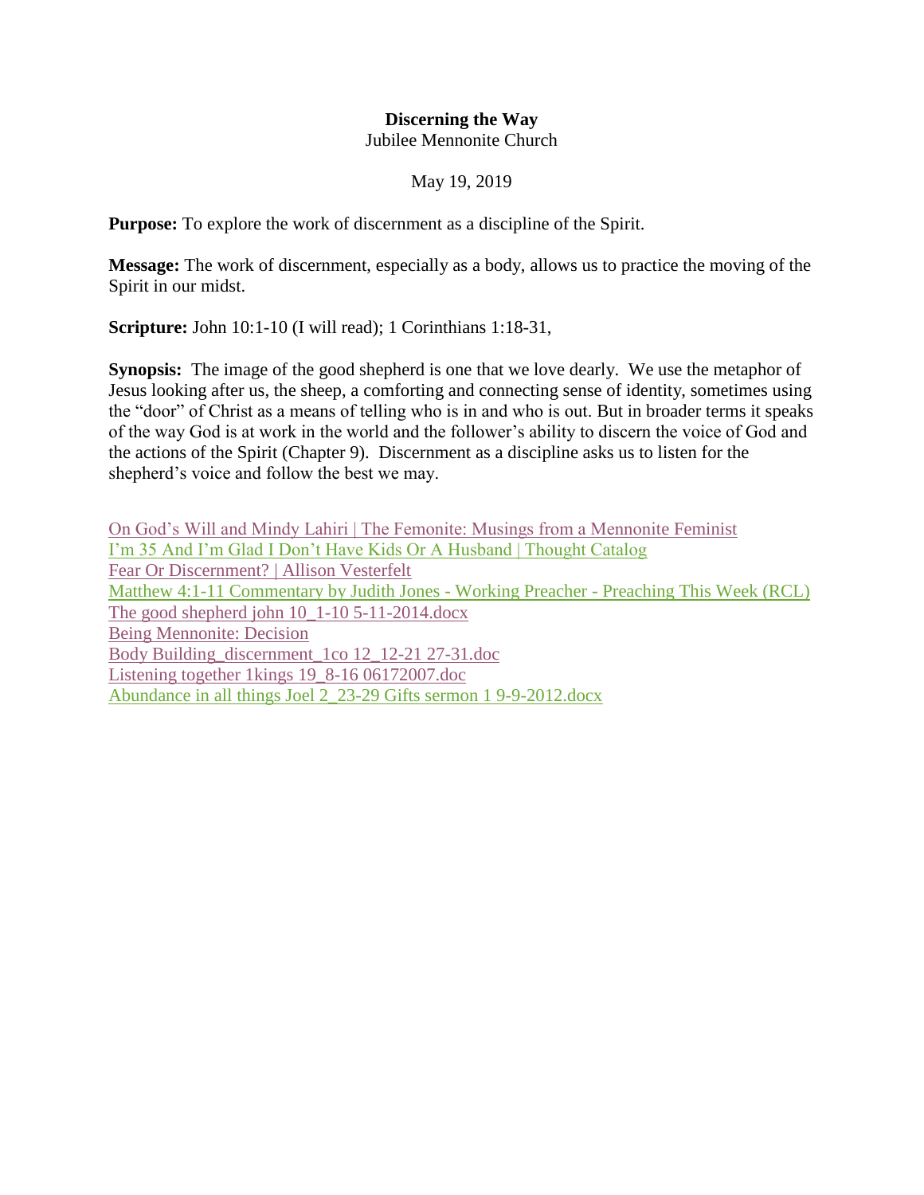**Discerning the Way**

Jubilee Mennonite Church

May 19, 2019

**Purpose:** To explore the work of discernment as a discipline of the Spirit.

**Message:** The work of discernment, especially as a body, allows us to practice the moving of the Spirit in our midst.

**Scripture:** John 10:1-10 (I will read); 1 Corinthians 1:18-31,

**Synopsis:** The image of the good shepherd is one that we love dearly. We use the metaphor of Jesus looking after us, the sheep, a comforting and connecting sense of identity, sometimes using the "door" of Christ as a means of telling who is in and who is out. But in broader terms it speaks of the way God is at work in the world and the follower's ability to discern the voice of God and the actions of the Spirit (Chapter 9). Discernment as a discipline asks us to listen for the shepherd's voice and follow the best we may.

On God's Will and Mindy Lahiri | The Femonite: Musings from a Mennonite Feminist
I'm 35 And I'm Glad I Don't Have Kids Or A Husband | Thought Catalog
Fear Or Discernment? | Allison Vesterfelt
Matthew 4:1-11 Commentary by Judith Jones - Working Preacher - Preaching This Week (RCL)
The good shepherd john 10_1-10 5-11-2014.docx
Being Mennonite: Decision
Body Building_discernment_1co 12_12-21 27-31.doc
Listening together 1kings 19_8-16 06172007.doc
Abundance in all things Joel 2_23-29 Gifts sermon 1 9-9-2012.docx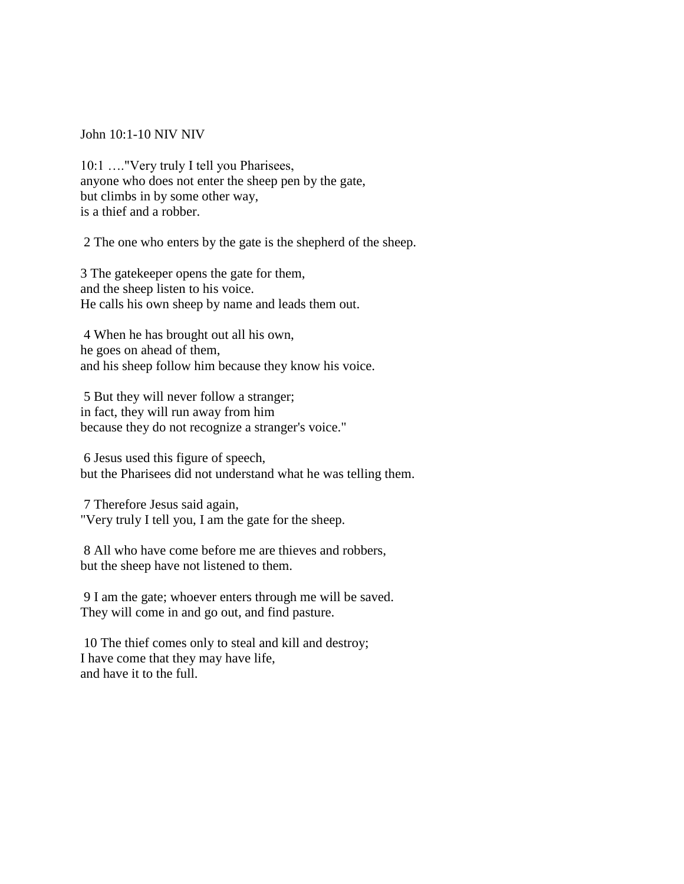John 10:1-10 NIV NIV

10:1 …."Very truly I tell you Pharisees,
anyone who does not enter the sheep pen by the gate,
but climbs in by some other way,
is a thief and a robber.

2 The one who enters by the gate is the shepherd of the sheep.

3 The gatekeeper opens the gate for them,
and the sheep listen to his voice.
He calls his own sheep by name and leads them out.

4 When he has brought out all his own,
he goes on ahead of them,
and his sheep follow him because they know his voice.

5 But they will never follow a stranger;
in fact, they will run away from him
because they do not recognize a stranger's voice."

6 Jesus used this figure of speech,
but the Pharisees did not understand what he was telling them.

7 Therefore Jesus said again,
"Very truly I tell you, I am the gate for the sheep.

8 All who have come before me are thieves and robbers,
but the sheep have not listened to them.

9 I am the gate; whoever enters through me will be saved.
They will come in and go out, and find pasture.

10 The thief comes only to steal and kill and destroy;
I have come that they may have life,
and have it to the full.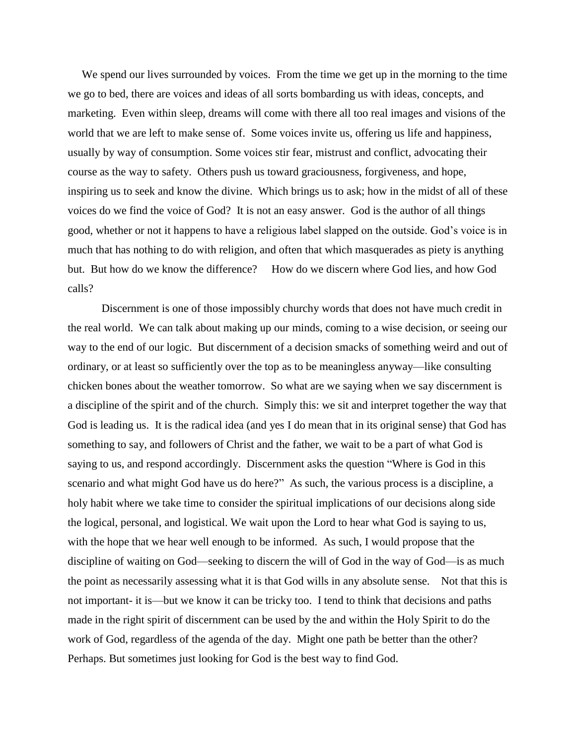We spend our lives surrounded by voices. From the time we get up in the morning to the time we go to bed, there are voices and ideas of all sorts bombarding us with ideas, concepts, and marketing. Even within sleep, dreams will come with there all too real images and visions of the world that we are left to make sense of. Some voices invite us, offering us life and happiness, usually by way of consumption. Some voices stir fear, mistrust and conflict, advocating their course as the way to safety. Others push us toward graciousness, forgiveness, and hope, inspiring us to seek and know the divine. Which brings us to ask; how in the midst of all of these voices do we find the voice of God? It is not an easy answer. God is the author of all things good, whether or not it happens to have a religious label slapped on the outside. God's voice is in much that has nothing to do with religion, and often that which masquerades as piety is anything but. But how do we know the difference? How do we discern where God lies, and how God calls?

Discernment is one of those impossibly churchy words that does not have much credit in the real world. We can talk about making up our minds, coming to a wise decision, or seeing our way to the end of our logic. But discernment of a decision smacks of something weird and out of ordinary, or at least so sufficiently over the top as to be meaningless anyway—like consulting chicken bones about the weather tomorrow. So what are we saying when we say discernment is a discipline of the spirit and of the church. Simply this: we sit and interpret together the way that God is leading us. It is the radical idea (and yes I do mean that in its original sense) that God has something to say, and followers of Christ and the father, we wait to be a part of what God is saying to us, and respond accordingly. Discernment asks the question "Where is God in this scenario and what might God have us do here?" As such, the various process is a discipline, a holy habit where we take time to consider the spiritual implications of our decisions along side the logical, personal, and logistical. We wait upon the Lord to hear what God is saying to us, with the hope that we hear well enough to be informed. As such, I would propose that the discipline of waiting on God—seeking to discern the will of God in the way of God—is as much the point as necessarily assessing what it is that God wills in any absolute sense. Not that this is not important- it is—but we know it can be tricky too. I tend to think that decisions and paths made in the right spirit of discernment can be used by the and within the Holy Spirit to do the work of God, regardless of the agenda of the day. Might one path be better than the other? Perhaps. But sometimes just looking for God is the best way to find God.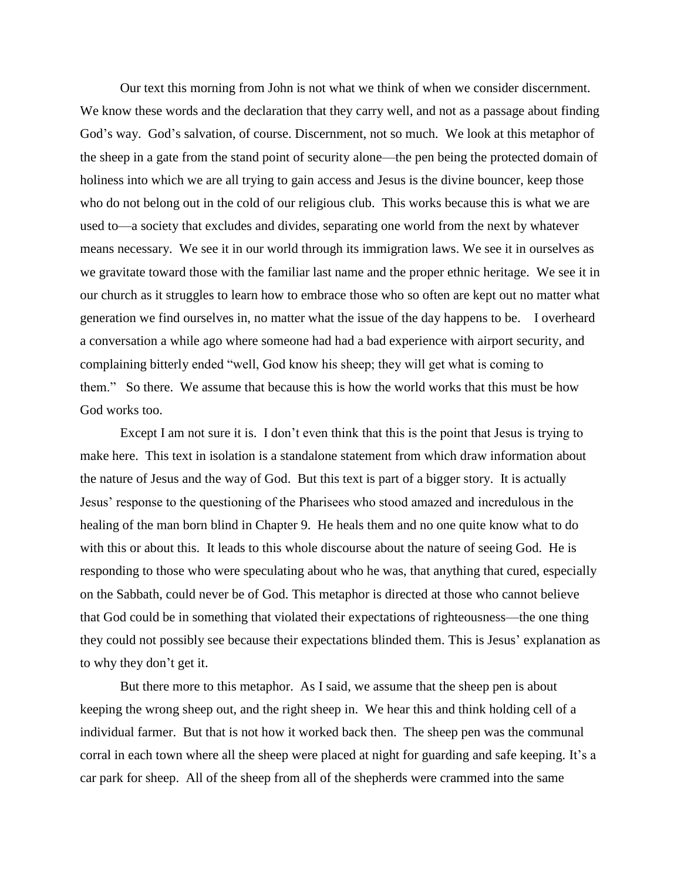Our text this morning from John is not what we think of when we consider discernment. We know these words and the declaration that they carry well, and not as a passage about finding God's way. God's salvation, of course. Discernment, not so much. We look at this metaphor of the sheep in a gate from the stand point of security alone—the pen being the protected domain of holiness into which we are all trying to gain access and Jesus is the divine bouncer, keep those who do not belong out in the cold of our religious club. This works because this is what we are used to—a society that excludes and divides, separating one world from the next by whatever means necessary. We see it in our world through its immigration laws. We see it in ourselves as we gravitate toward those with the familiar last name and the proper ethnic heritage. We see it in our church as it struggles to learn how to embrace those who so often are kept out no matter what generation we find ourselves in, no matter what the issue of the day happens to be. I overheard a conversation a while ago where someone had had a bad experience with airport security, and complaining bitterly ended "well, God know his sheep; they will get what is coming to them." So there. We assume that because this is how the world works that this must be how God works too.

Except I am not sure it is. I don't even think that this is the point that Jesus is trying to make here. This text in isolation is a standalone statement from which draw information about the nature of Jesus and the way of God. But this text is part of a bigger story. It is actually Jesus' response to the questioning of the Pharisees who stood amazed and incredulous in the healing of the man born blind in Chapter 9. He heals them and no one quite know what to do with this or about this. It leads to this whole discourse about the nature of seeing God. He is responding to those who were speculating about who he was, that anything that cured, especially on the Sabbath, could never be of God. This metaphor is directed at those who cannot believe that God could be in something that violated their expectations of righteousness—the one thing they could not possibly see because their expectations blinded them. This is Jesus' explanation as to why they don't get it.

But there more to this metaphor. As I said, we assume that the sheep pen is about keeping the wrong sheep out, and the right sheep in. We hear this and think holding cell of a individual farmer. But that is not how it worked back then. The sheep pen was the communal corral in each town where all the sheep were placed at night for guarding and safe keeping. It's a car park for sheep. All of the sheep from all of the shepherds were crammed into the same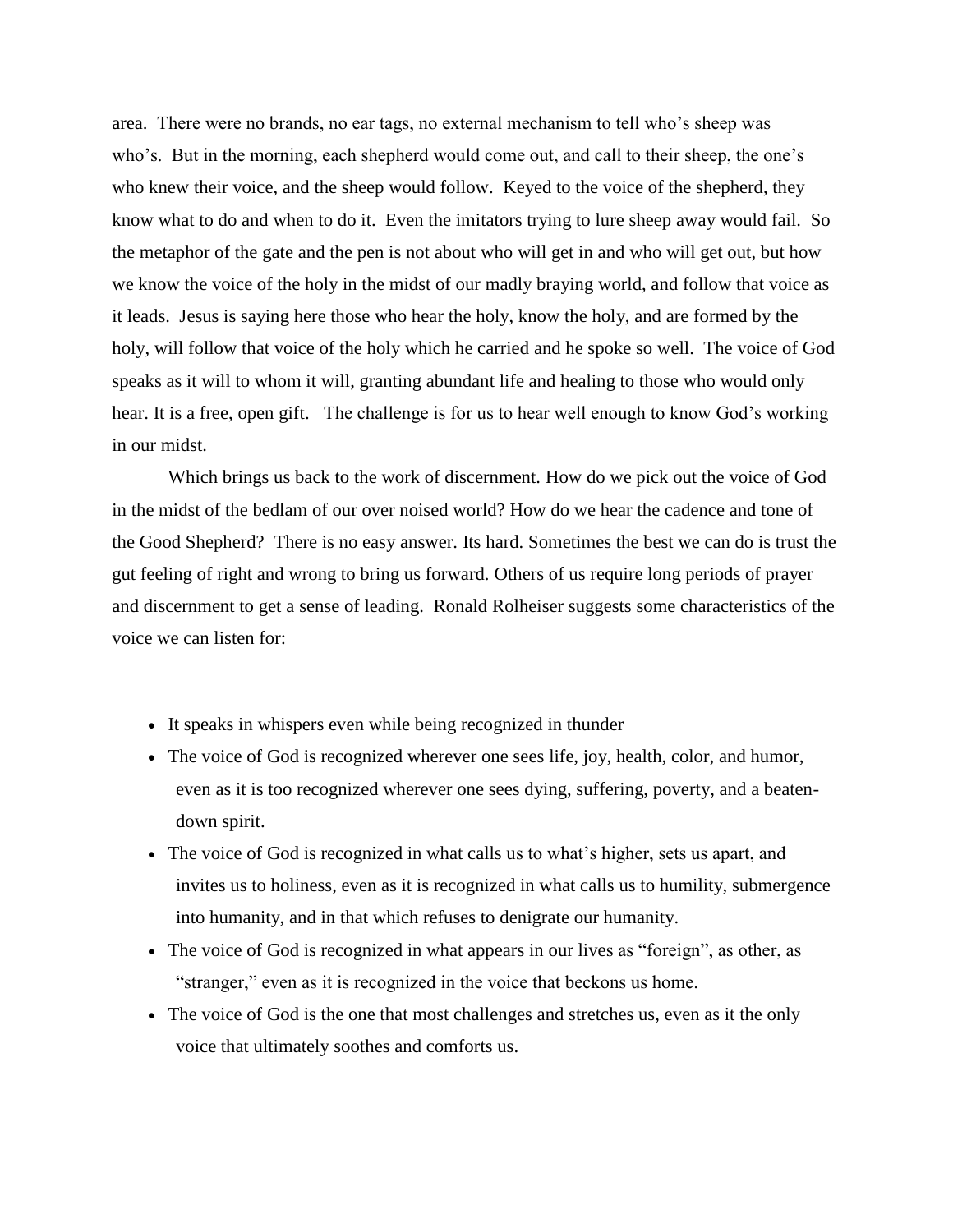area. There were no brands, no ear tags, no external mechanism to tell who's sheep was who's. But in the morning, each shepherd would come out, and call to their sheep, the one's who knew their voice, and the sheep would follow. Keyed to the voice of the shepherd, they know what to do and when to do it. Even the imitators trying to lure sheep away would fail. So the metaphor of the gate and the pen is not about who will get in and who will get out, but how we know the voice of the holy in the midst of our madly braying world, and follow that voice as it leads. Jesus is saying here those who hear the holy, know the holy, and are formed by the holy, will follow that voice of the holy which he carried and he spoke so well. The voice of God speaks as it will to whom it will, granting abundant life and healing to those who would only hear. It is a free, open gift. The challenge is for us to hear well enough to know God's working in our midst.

Which brings us back to the work of discernment. How do we pick out the voice of God in the midst of the bedlam of our over noised world? How do we hear the cadence and tone of the Good Shepherd? There is no easy answer. Its hard. Sometimes the best we can do is trust the gut feeling of right and wrong to bring us forward. Others of us require long periods of prayer and discernment to get a sense of leading. Ronald Rolheiser suggests some characteristics of the voice we can listen for:

- It speaks in whispers even while being recognized in thunder
- The voice of God is recognized wherever one sees life, joy, health, color, and humor, even as it is too recognized wherever one sees dying, suffering, poverty, and a beaten-down spirit.
- The voice of God is recognized in what calls us to what's higher, sets us apart, and invites us to holiness, even as it is recognized in what calls us to humility, submergence into humanity, and in that which refuses to denigrate our humanity.
- The voice of God is recognized in what appears in our lives as "foreign", as other, as "stranger," even as it is recognized in the voice that beckons us home.
- The voice of God is the one that most challenges and stretches us, even as it the only voice that ultimately soothes and comforts us.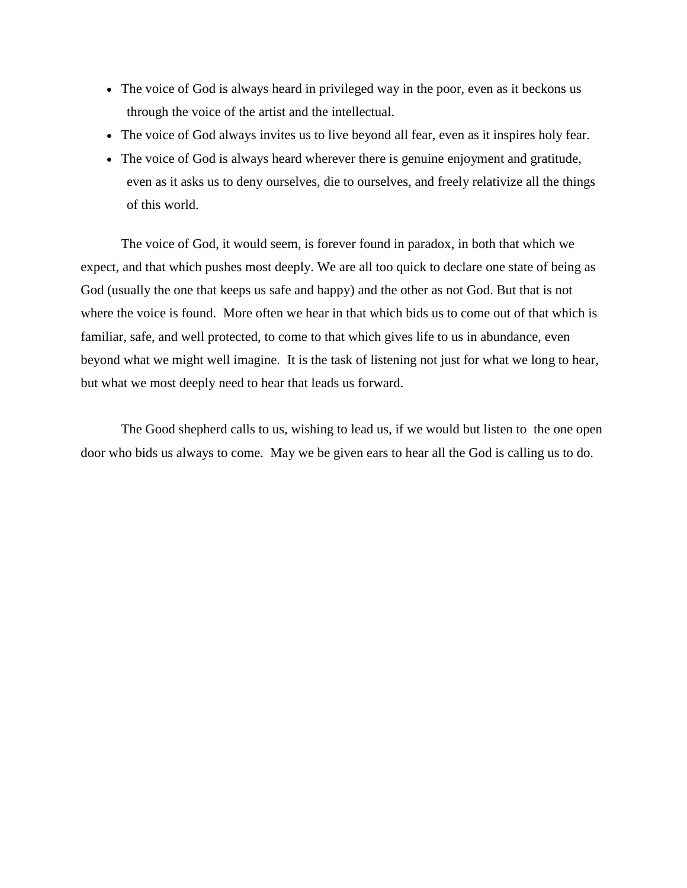- The voice of God is always heard in privileged way in the poor, even as it beckons us through the voice of the artist and the intellectual.
- The voice of God always invites us to live beyond all fear, even as it inspires holy fear.
- The voice of God is always heard wherever there is genuine enjoyment and gratitude, even as it asks us to deny ourselves, die to ourselves, and freely relativize all the things of this world.

The voice of God, it would seem, is forever found in paradox, in both that which we expect, and that which pushes most deeply. We are all too quick to declare one state of being as God (usually the one that keeps us safe and happy) and the other as not God. But that is not where the voice is found. More often we hear in that which bids us to come out of that which is familiar, safe, and well protected, to come to that which gives life to us in abundance, even beyond what we might well imagine. It is the task of listening not just for what we long to hear, but what we most deeply need to hear that leads us forward.

The Good shepherd calls to us, wishing to lead us, if we would but listen to the one open door who bids us always to come. May we be given ears to hear all the God is calling us to do.